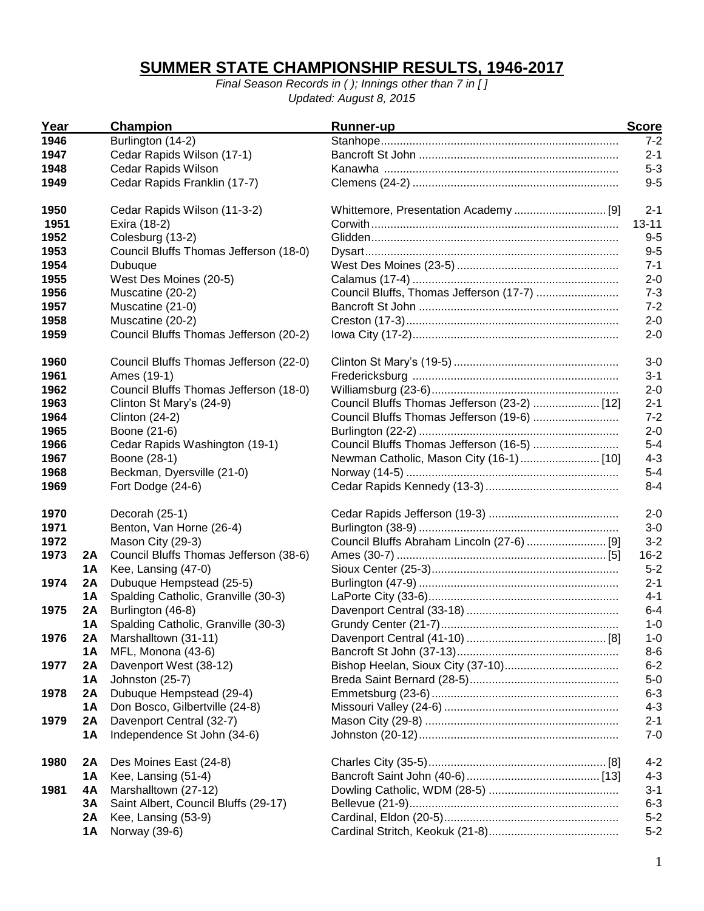# SUMMER STATE CHAMPIONSHIP RESULTS, 1946-2017

*Final Season Records in ( ); Innings other than 7 in [ ]*
*Updated: August 8, 2015*

| Year | | Champion | Runner-up | Score |
|---|---|---|---|---|
| 1946 | | Burlington (14-2) | Stanhope | 7-2 |
| 1947 | | Cedar Rapids Wilson (17-1) | Bancroft St John | 2-1 |
| 1948 | | Cedar Rapids Wilson | Kanawha | 5-3 |
| 1949 | | Cedar Rapids Franklin (17-7) | Clemens (24-2) | 9-5 |
| 1950 | | Cedar Rapids Wilson (11-3-2) | Whittemore, Presentation Academy [9] | 2-1 |
| 1951 | | Exira (18-2) | Corwith | 13-11 |
| 1952 | | Colesburg (13-2) | Glidden | 9-5 |
| 1953 | | Council Bluffs Thomas Jefferson (18-0) | Dysart | 9-5 |
| 1954 | | Dubuque | West Des Moines (23-5) | 7-1 |
| 1955 | | West Des Moines (20-5) | Calamus (17-4) | 2-0 |
| 1956 | | Muscatine (20-2) | Council Bluffs, Thomas Jefferson (17-7) | 7-3 |
| 1957 | | Muscatine (21-0) | Bancroft St John | 7-2 |
| 1958 | | Muscatine (20-2) | Creston (17-3) | 2-0 |
| 1959 | | Council Bluffs Thomas Jefferson (20-2) | Iowa City (17-2) | 2-0 |
| 1960 | | Council Bluffs Thomas Jefferson (22-0) | Clinton St Mary's (19-5) | 3-0 |
| 1961 | | Ames (19-1) | Fredericksburg | 3-1 |
| 1962 | | Council Bluffs Thomas Jefferson (18-0) | Williamsburg (23-6) | 2-0 |
| 1963 | | Clinton St Mary's (24-9) | Council Bluffs Thomas Jefferson (23-2) [12] | 2-1 |
| 1964 | | Clinton (24-2) | Council Bluffs Thomas Jefferson (19-6) | 7-2 |
| 1965 | | Boone (21-6) | Burlington (22-2) | 2-0 |
| 1966 | | Cedar Rapids Washington (19-1) | Council Bluffs Thomas Jefferson (16-5) | 5-4 |
| 1967 | | Boone (28-1) | Newman Catholic, Mason City (16-1) [10] | 4-3 |
| 1968 | | Beckman, Dyersville (21-0) | Norway (14-5) | 5-4 |
| 1969 | | Fort Dodge (24-6) | Cedar Rapids Kennedy (13-3) | 8-4 |
| 1970 | | Decorah (25-1) | Cedar Rapids Jefferson (19-3) | 2-0 |
| 1971 | | Benton, Van Horne (26-4) | Burlington (38-9) | 3-0 |
| 1972 | | Mason City (29-3) | Council Bluffs Abraham Lincoln (27-6) [9] | 3-2 |
| 1973 | 2A | Council Bluffs Thomas Jefferson (38-6) | Ames (30-7) [5] | 16-2 |
| | 1A | Kee, Lansing (47-0) | Sioux Center (25-3) | 5-2 |
| 1974 | 2A | Dubuque Hempstead (25-5) | Burlington (47-9) | 2-1 |
| | 1A | Spalding Catholic, Granville (30-3) | LaPorte City (33-6) | 4-1 |
| 1975 | 2A | Burlington (46-8) | Davenport Central (33-18) | 6-4 |
| | 1A | Spalding Catholic, Granville (30-3) | Grundy Center (21-7) | 1-0 |
| 1976 | 2A | Marshalltown (31-11) | Davenport Central (41-10) [8] | 1-0 |
| | 1A | MFL, Monona (43-6) | Bancroft St John (37-13) | 8-6 |
| 1977 | 2A | Davenport West (38-12) | Bishop Heelan, Sioux City (37-10) | 6-2 |
| | 1A | Johnston (25-7) | Breda Saint Bernard (28-5) | 5-0 |
| 1978 | 2A | Dubuque Hempstead (29-4) | Emmetsburg (23-6) | 6-3 |
| | 1A | Don Bosco, Gilbertville (24-8) | Missouri Valley (24-6) | 4-3 |
| 1979 | 2A | Davenport Central (32-7) | Mason City (29-8) | 2-1 |
| | 1A | Independence St John (34-6) | Johnston (20-12) | 7-0 |
| 1980 | 2A | Des Moines East (24-8) | Charles City (35-5) [8] | 4-2 |
| | 1A | Kee, Lansing (51-4) | Bancroft Saint John (40-6) [13] | 4-3 |
| 1981 | 4A | Marshalltown (27-12) | Dowling Catholic, WDM (28-5) | 3-1 |
| | 3A | Saint Albert, Council Bluffs (29-17) | Bellevue (21-9) | 6-3 |
| | 2A | Kee, Lansing (53-9) | Cardinal, Eldon (20-5) | 5-2 |
| | 1A | Norway (39-6) | Cardinal Stritch, Keokuk (21-8) | 5-2 |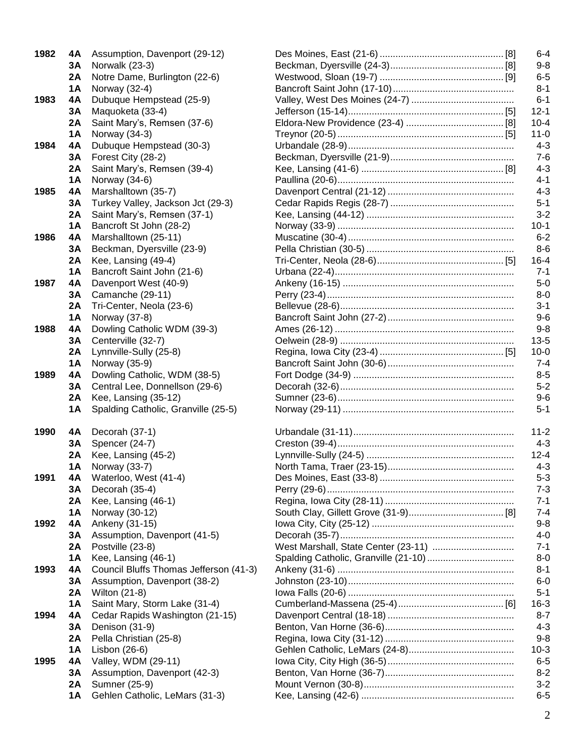| Year | Class | Champion | Runner-up | Innings | Score |
|---|---|---|---|---|---|
| 1982 | 4A | Assumption, Davenport (29-12) | Des Moines, East (21-6) | [8] | 6-4 |
| | 3A | Norwalk (23-3) | Beckman, Dyersville (24-3) | [8] | 9-8 |
| | 2A | Notre Dame, Burlington (22-6) | Westwood, Sloan (19-7) | [9] | 6-5 |
| | 1A | Norway (32-4) | Bancroft Saint John (17-10) | | 8-1 |
| 1983 | 4A | Dubuque Hempstead (25-9) | Valley, West Des Moines (24-7) | | 6-1 |
| | 3A | Maquoketa (33-4) | Jefferson (15-14) | [5] | 12-1 |
| | 2A | Saint Mary's, Remsen (37-6) | Eldora-New Providence (23-4) | [8] | 10-4 |
| | 1A | Norway (34-3) | Treynor (20-5) | [5] | 11-0 |
| 1984 | 4A | Dubuque Hempstead (30-3) | Urbandale (28-9) | | 4-3 |
| | 3A | Forest City (28-2) | Beckman, Dyersville (21-9) | | 7-6 |
| | 2A | Saint Mary's, Remsen (39-4) | Kee, Lansing (41-6) | [8] | 4-3 |
| | 1A | Norway (34-6) | Paullina (20-6) | | 4-1 |
| 1985 | 4A | Marshalltown (35-7) | Davenport Central (21-12) | | 4-3 |
| | 3A | Turkey Valley, Jackson Jct (29-3) | Cedar Rapids Regis (28-7) | | 5-1 |
| | 2A | Saint Mary's, Remsen (37-1) | Kee, Lansing (44-12) | | 3-2 |
| | 1A | Bancroft St John (28-2) | Norway (33-9) | | 10-1 |
| 1986 | 4A | Marshalltown (25-11) | Muscatine (30-4) | | 6-2 |
| | 3A | Beckman, Dyersville (23-9) | Pella Christian (30-5) | | 8-6 |
| | 2A | Kee, Lansing (49-4) | Tri-Center, Neola (28-6) | [5] | 16-4 |
| | 1A | Bancroft Saint John (21-6) | Urbana (22-4) | | 7-1 |
| 1987 | 4A | Davenport West (40-9) | Ankeny (16-15) | | 5-0 |
| | 3A | Camanche (29-11) | Perry (23-4) | | 8-0 |
| | 2A | Tri-Center, Neola (23-6) | Bellevue (28-6) | | 3-1 |
| | 1A | Norway (37-8) | Bancroft Saint John (27-2) | | 9-6 |
| 1988 | 4A | Dowling Catholic WDM (39-3) | Ames (26-12) | | 9-8 |
| | 3A | Centerville (32-7) | Oelwein (28-9) | | 13-5 |
| | 2A | Lynnville-Sully (25-8) | Regina, Iowa City (23-4) | [5] | 10-0 |
| | 1A | Norway (35-9) | Bancroft Saint John (30-6) | | 7-4 |
| 1989 | 4A | Dowling Catholic, WDM (38-5) | Fort Dodge (34-9) | | 8-5 |
| | 3A | Central Lee, Donnellson (29-6) | Decorah (32-6) | | 5-2 |
| | 2A | Kee, Lansing (35-12) | Sumner (23-6) | | 9-6 |
| | 1A | Spalding Catholic, Granville (25-5) | Norway (29-11) | | 5-1 |
| 1990 | 4A | Decorah (37-1) | Urbandale (31-11) | | 11-2 |
| | 3A | Spencer (24-7) | Creston (39-4) | | 4-3 |
| | 2A | Kee, Lansing (45-2) | Lynnville-Sully (24-5) | | 12-4 |
| | 1A | Norway (33-7) | North Tama, Traer (23-15) | | 4-3 |
| 1991 | 4A | Waterloo, West (41-4) | Des Moines, East (33-8) | | 5-3 |
| | 3A | Decorah (35-4) | Perry (29-6) | | 7-3 |
| | 2A | Kee, Lansing (46-1) | Regina, Iowa City (28-11) | | 7-1 |
| | 1A | Norway (30-12) | South Clay, Gillett Grove (31-9) | [8] | 7-4 |
| 1992 | 4A | Ankeny (31-15) | Iowa City, City (25-12) | | 9-8 |
| | 3A | Assumption, Davenport (41-5) | Decorah (35-7) | | 4-0 |
| | 2A | Postville (23-8) | West Marshall, State Center (23-11) | | 7-1 |
| | 1A | Kee, Lansing (46-1) | Spalding Catholic, Granville (21-10) | | 8-0 |
| 1993 | 4A | Council Bluffs Thomas Jefferson (41-3) | Ankeny (31-6) | | 8-1 |
| | 3A | Assumption, Davenport (38-2) | Johnston (23-10) | | 6-0 |
| | 2A | Wilton (21-8) | Iowa Falls (20-6) | | 5-1 |
| | 1A | Saint Mary, Storm Lake (31-4) | Cumberland-Massena (25-4) | [6] | 16-3 |
| 1994 | 4A | Cedar Rapids Washington (21-15) | Davenport Central (18-18) | | 8-7 |
| | 3A | Denison (31-9) | Benton, Van Horne (36-6) | | 4-3 |
| | 2A | Pella Christian (25-8) | Regina, Iowa City (31-12) | | 9-8 |
| | 1A | Lisbon (26-6) | Gehlen Catholic, LeMars (24-8) | | 10-3 |
| 1995 | 4A | Valley, WDM (29-11) | Iowa City, City High (36-5) | | 6-5 |
| | 3A | Assumption, Davenport (42-3) | Benton, Van Horne (36-7) | | 8-2 |
| | 2A | Sumner (25-9) | Mount Vernon (30-8) | | 3-2 |
| | 1A | Gehlen Catholic, LeMars (31-3) | Kee, Lansing (42-6) | | 6-5 |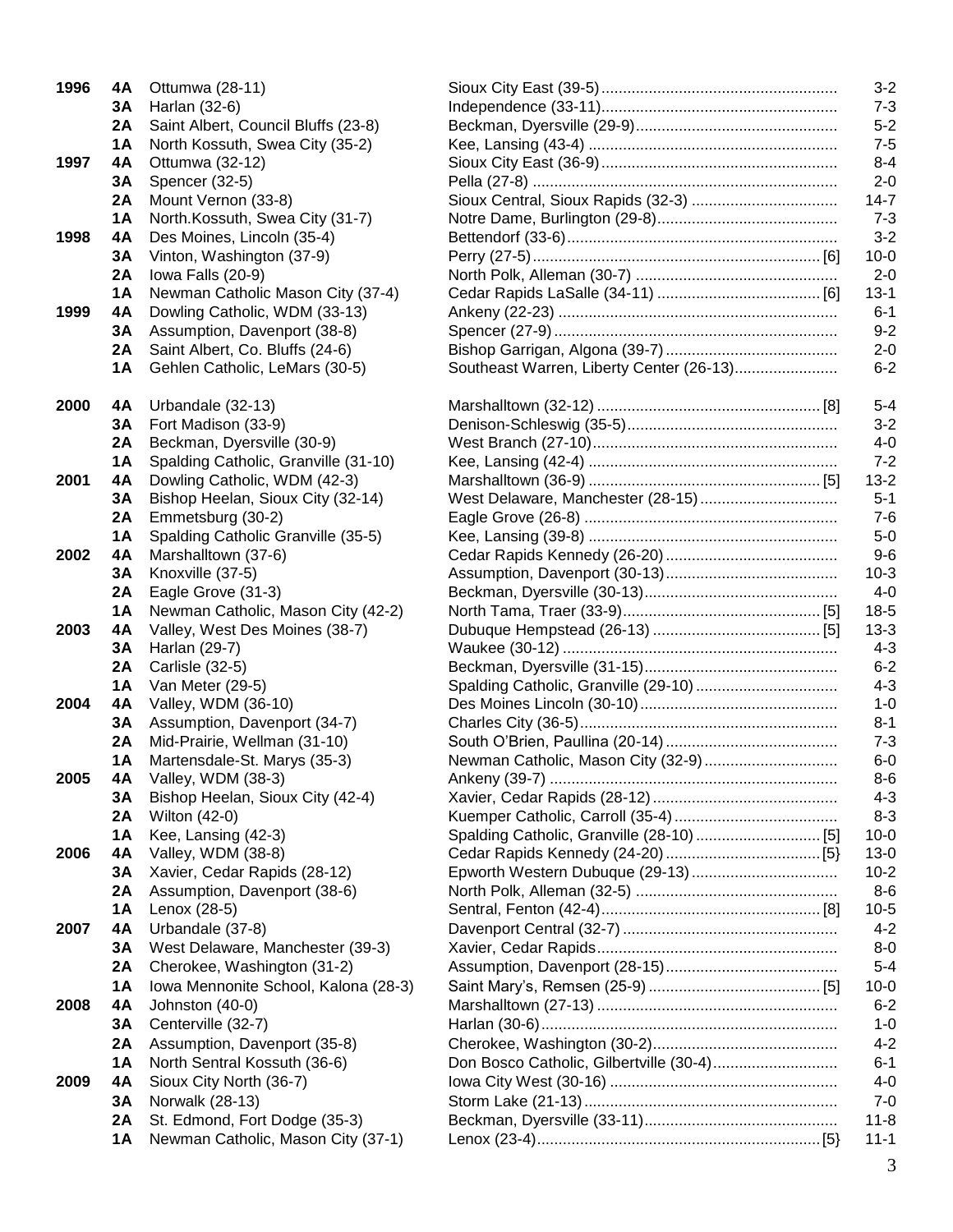| Year | Class | Champion | Runner-up | | Score |
|---|---|---|---|---|---|
| 1996 | 4A | Ottumwa (28-11) | Sioux City East (39-5) | | 3-2 |
| | 3A | Harlan (32-6) | Independence (33-11) | | 7-3 |
| | 2A | Saint Albert, Council Bluffs (23-8) | Beckman, Dyersville (29-9) | | 5-2 |
| | 1A | North Kossuth, Swea City (35-2) | Kee, Lansing (43-4) | | 7-5 |
| 1997 | 4A | Ottumwa (32-12) | Sioux City East (36-9) | | 8-4 |
| | 3A | Spencer (32-5) | Pella (27-8) | | 2-0 |
| | 2A | Mount Vernon (33-8) | Sioux Central, Sioux Rapids (32-3) | | 14-7 |
| | 1A | North.Kossuth, Swea City (31-7) | Notre Dame, Burlington (29-8) | | 7-3 |
| 1998 | 4A | Des Moines, Lincoln (35-4) | Bettendorf (33-6) | | 3-2 |
| | 3A | Vinton, Washington (37-9) | Perry (27-5) | [6] | 10-0 |
| | 2A | Iowa Falls (20-9) | North Polk, Alleman (30-7) | | 2-0 |
| | 1A | Newman Catholic Mason City (37-4) | Cedar Rapids LaSalle (34-11) | [6] | 13-1 |
| 1999 | 4A | Dowling Catholic, WDM (33-13) | Ankeny (22-23) | | 6-1 |
| | 3A | Assumption, Davenport (38-8) | Spencer (27-9) | | 9-2 |
| | 2A | Saint Albert, Co. Bluffs (24-6) | Bishop Garrigan, Algona (39-7) | | 2-0 |
| | 1A | Gehlen Catholic, LeMars (30-5) | Southeast Warren, Liberty Center (26-13) | | 6-2 |
| 2000 | 4A | Urbandale (32-13) | Marshalltown (32-12) | [8] | 5-4 |
| | 3A | Fort Madison (33-9) | Denison-Schleswig (35-5) | | 3-2 |
| | 2A | Beckman, Dyersville (30-9) | West Branch (27-10) | | 4-0 |
| | 1A | Spalding Catholic, Granville (31-10) | Kee, Lansing (42-4) | | 7-2 |
| 2001 | 4A | Dowling Catholic, WDM (42-3) | Marshalltown (36-9) | [5] | 13-2 |
| | 3A | Bishop Heelan, Sioux City (32-14) | West Delaware, Manchester (28-15) | | 5-1 |
| | 2A | Emmetsburg (30-2) | Eagle Grove (26-8) | | 7-6 |
| | 1A | Spalding Catholic Granville (35-5) | Kee, Lansing (39-8) | | 5-0 |
| 2002 | 4A | Marshalltown (37-6) | Cedar Rapids Kennedy (26-20) | | 9-6 |
| | 3A | Knoxville (37-5) | Assumption, Davenport (30-13) | | 10-3 |
| | 2A | Eagle Grove (31-3) | Beckman, Dyersville (30-13) | | 4-0 |
| | 1A | Newman Catholic, Mason City (42-2) | North Tama, Traer (33-9) | [5] | 18-5 |
| 2003 | 4A | Valley, West Des Moines (38-7) | Dubuque Hempstead (26-13) | [5] | 13-3 |
| | 3A | Harlan (29-7) | Waukee (30-12) | | 4-3 |
| | 2A | Carlisle (32-5) | Beckman, Dyersville (31-15) | | 6-2 |
| | 1A | Van Meter (29-5) | Spalding Catholic, Granville (29-10) | | 4-3 |
| 2004 | 4A | Valley, WDM (36-10) | Des Moines Lincoln (30-10) | | 1-0 |
| | 3A | Assumption, Davenport (34-7) | Charles City (36-5) | | 8-1 |
| | 2A | Mid-Prairie, Wellman (31-10) | South O'Brien, Paullina (20-14) | | 7-3 |
| | 1A | Martensdale-St. Marys (35-3) | Newman Catholic, Mason City (32-9) | | 6-0 |
| 2005 | 4A | Valley, WDM (38-3) | Ankeny (39-7) | | 8-6 |
| | 3A | Bishop Heelan, Sioux City (42-4) | Xavier, Cedar Rapids (28-12) | | 4-3 |
| | 2A | Wilton (42-0) | Kuemper Catholic, Carroll (35-4) | | 8-3 |
| | 1A | Kee, Lansing (42-3) | Spalding Catholic, Granville (28-10) | [5] | 10-0 |
| 2006 | 4A | Valley, WDM (38-8) | Cedar Rapids Kennedy (24-20) | [5} | 13-0 |
| | 3A | Xavier, Cedar Rapids (28-12) | Epworth Western Dubuque (29-13) | | 10-2 |
| | 2A | Assumption, Davenport (38-6) | North Polk, Alleman (32-5) | | 8-6 |
| | 1A | Lenox (28-5) | Sentral, Fenton (42-4) | [8] | 10-5 |
| 2007 | 4A | Urbandale (37-8) | Davenport Central (32-7) | | 4-2 |
| | 3A | West Delaware, Manchester (39-3) | Xavier, Cedar Rapids | | 8-0 |
| | 2A | Cherokee, Washington (31-2) | Assumption, Davenport (28-15) | | 5-4 |
| | 1A | Iowa Mennonite School, Kalona (28-3) | Saint Mary's, Remsen (25-9) | [5] | 10-0 |
| 2008 | 4A | Johnston (40-0) | Marshalltown (27-13) | | 6-2 |
| | 3A | Centerville (32-7) | Harlan (30-6) | | 1-0 |
| | 2A | Assumption, Davenport (35-8) | Cherokee, Washington (30-2) | | 4-2 |
| | 1A | North Sentral Kossuth (36-6) | Don Bosco Catholic, Gilbertville (30-4) | | 6-1 |
| 2009 | 4A | Sioux City North (36-7) | Iowa City West (30-16) | | 4-0 |
| | 3A | Norwalk (28-13) | Storm Lake (21-13) | | 7-0 |
| | 2A | St. Edmond, Fort Dodge (35-3) | Beckman, Dyersville (33-11) | | 11-8 |
| | 1A | Newman Catholic, Mason City (37-1) | Lenox (23-4) | [5} | 11-1 |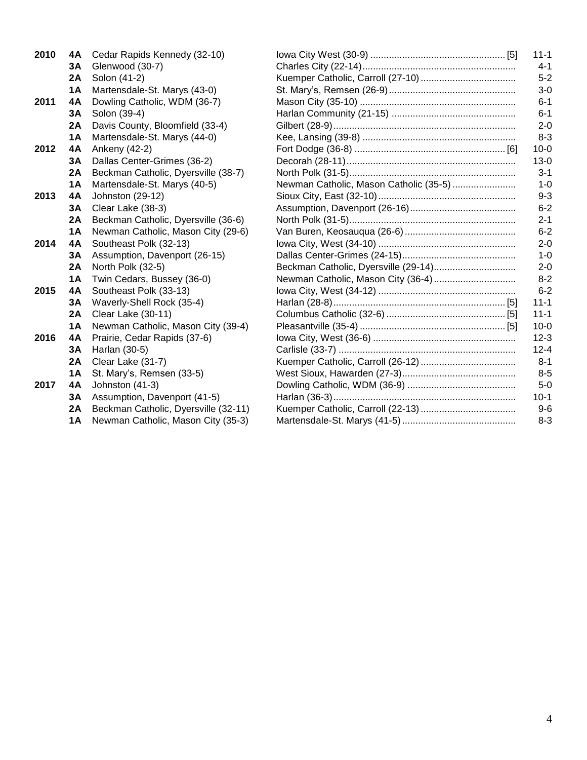| Year | Class | Champion | Runner-up | | Score |
|---|---|---|---|---|---|
| 2010 | 4A | Cedar Rapids Kennedy (32-10) | Iowa City West (30-9) | [5] | 11-1 |
| | 3A | Glenwood (30-7) | Charles City (22-14) | | 4-1 |
| | 2A | Solon (41-2) | Kuemper Catholic, Carroll (27-10) | | 5-2 |
| | 1A | Martensdale-St. Marys (43-0) | St. Mary's, Remsen (26-9) | | 3-0 |
| 2011 | 4A | Dowling Catholic, WDM (36-7) | Mason City (35-10) | | 6-1 |
| | 3A | Solon (39-4) | Harlan Community (21-15) | | 6-1 |
| | 2A | Davis County, Bloomfield (33-4) | Gilbert (28-9) | | 2-0 |
| | 1A | Martensdale-St. Marys (44-0) | Kee, Lansing (39-8) | | 8-3 |
| 2012 | 4A | Ankeny (42-2) | Fort Dodge (36-8) | [6] | 10-0 |
| | 3A | Dallas Center-Grimes (36-2) | Decorah (28-11) | | 13-0 |
| | 2A | Beckman Catholic, Dyersville (38-7) | North Polk (31-5) | | 3-1 |
| | 1A | Martensdale-St. Marys (40-5) | Newman Catholic, Mason Catholic (35-5) | | 1-0 |
| 2013 | 4A | Johnston (29-12) | Sioux City, East (32-10) | | 9-3 |
| | 3A | Clear Lake (38-3) | Assumption, Davenport (26-16) | | 6-2 |
| | 2A | Beckman Catholic, Dyersville (36-6) | North Polk (31-5) | | 2-1 |
| | 1A | Newman Catholic, Mason City (29-6) | Van Buren, Keosauqua (26-6) | | 6-2 |
| 2014 | 4A | Southeast Polk (32-13) | Iowa City, West (34-10) | | 2-0 |
| | 3A | Assumption, Davenport (26-15) | Dallas Center-Grimes (24-15) | | 1-0 |
| | 2A | North Polk (32-5) | Beckman Catholic, Dyersville (29-14) | | 2-0 |
| | 1A | Twin Cedars, Bussey (36-0) | Newman Catholic, Mason City (36-4) | | 8-2 |
| 2015 | 4A | Southeast Polk (33-13) | Iowa City, West (34-12) | | 6-2 |
| | 3A | Waverly-Shell Rock (35-4) | Harlan (28-8) | [5] | 11-1 |
| | 2A | Clear Lake (30-11) | Columbus Catholic (32-6) | [5] | 11-1 |
| | 1A | Newman Catholic, Mason City (39-4) | Pleasantville (35-4) | [5] | 10-0 |
| 2016 | 4A | Prairie, Cedar Rapids (37-6) | Iowa City, West (36-6) | | 12-3 |
| | 3A | Harlan (30-5) | Carlisle (33-7) | | 12-4 |
| | 2A | Clear Lake (31-7) | Kuemper Catholic, Carroll (26-12) | | 8-1 |
| | 1A | St. Mary's, Remsen (33-5) | West Sioux, Hawarden (27-3) | | 8-5 |
| 2017 | 4A | Johnston (41-3) | Dowling Catholic, WDM (36-9) | | 5-0 |
| | 3A | Assumption, Davenport (41-5) | Harlan (36-3) | | 10-1 |
| | 2A | Beckman Catholic, Dyersville (32-11) | Kuemper Catholic, Carroll (22-13) | | 9-6 |
| | 1A | Newman Catholic, Mason City (35-3) | Martensdale-St. Marys (41-5) | | 8-3 |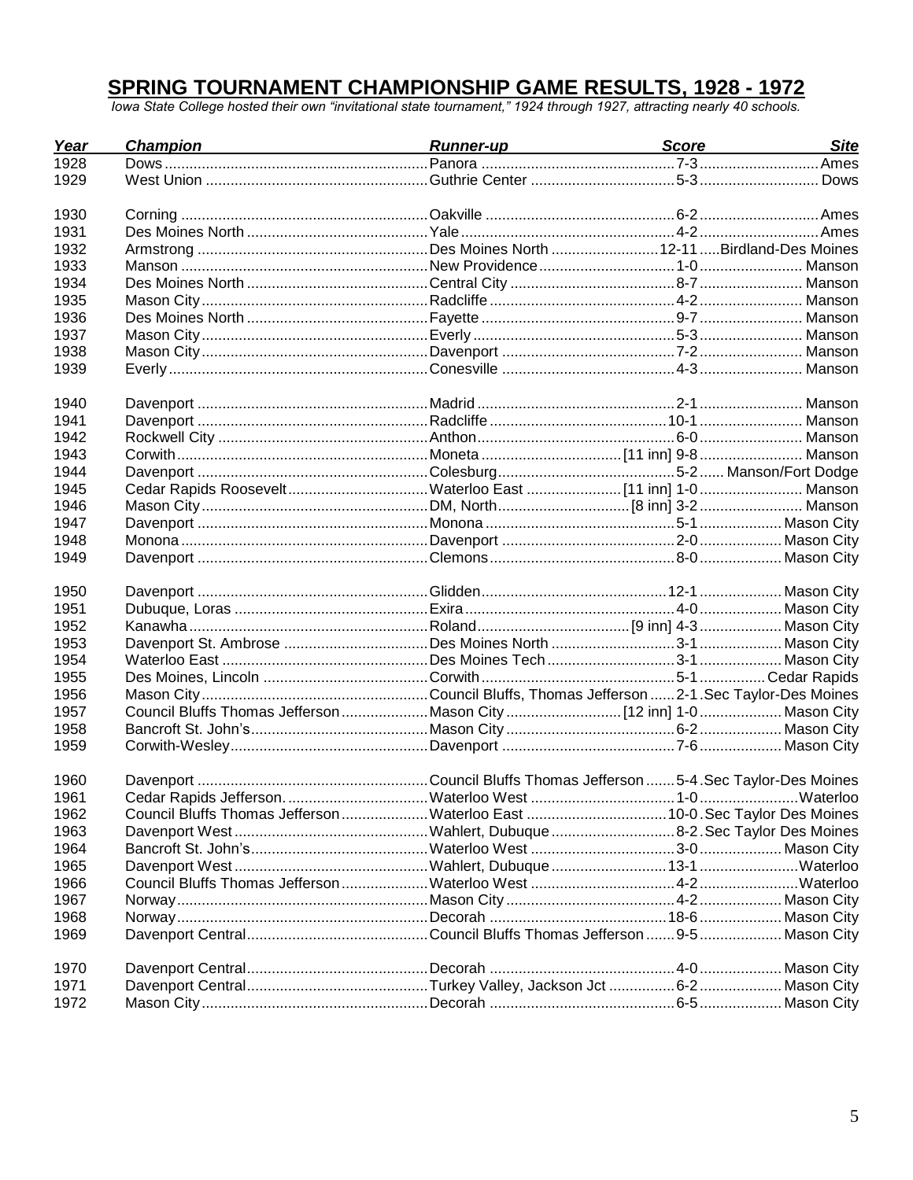## SPRING TOURNAMENT CHAMPIONSHIP GAME RESULTS, 1928 - 1972

*Iowa State College hosted their own "invitational state tournament," 1924 through 1927, attracting nearly 40 schools.*

| Year | Champion | Runner-up | Score | Site |
|---|---|---|---|---|
| 1928 | Dows | Panora | 7-3 | Ames |
| 1929 | West Union | Guthrie Center | 5-3 | Dows |
| 1930 | Corning | Oakville | 6-2 | Ames |
| 1931 | Des Moines North | Yale | 4-2 | Ames |
| 1932 | Armstrong | Des Moines North | 12-11 | Birdland-Des Moines |
| 1933 | Manson | New Providence | 1-0 | Manson |
| 1934 | Des Moines North | Central City | 8-7 | Manson |
| 1935 | Mason City | Radcliffe | 4-2 | Manson |
| 1936 | Des Moines North | Fayette | 9-7 | Manson |
| 1937 | Mason City | Everly | 5-3 | Manson |
| 1938 | Mason City | Davenport | 7-2 | Manson |
| 1939 | Everly | Conesville | 4-3 | Manson |
| 1940 | Davenport | Madrid | 2-1 | Manson |
| 1941 | Davenport | Radcliffe | 10-1 | Manson |
| 1942 | Rockwell City | Anthon | 6-0 | Manson |
| 1943 | Corwith | Moneta | [11 inn] 9-8 | Manson |
| 1944 | Davenport | Colesburg | 5-2 | Manson/Fort Dodge |
| 1945 | Cedar Rapids Roosevelt | Waterloo East | [11 inn] 1-0 | Manson |
| 1946 | Mason City | DM, North | [8 inn] 3-2 | Manson |
| 1947 | Davenport | Monona | 5-1 | Mason City |
| 1948 | Monona | Davenport | 2-0 | Mason City |
| 1949 | Davenport | Clemons | 8-0 | Mason City |
| 1950 | Davenport | Glidden | 12-1 | Mason City |
| 1951 | Dubuque, Loras | Exira | 4-0 | Mason City |
| 1952 | Kanawha | Roland | [9 inn] 4-3 | Mason City |
| 1953 | Davenport St. Ambrose | Des Moines North | 3-1 | Mason City |
| 1954 | Waterloo East | Des Moines Tech | 3-1 | Mason City |
| 1955 | Des Moines, Lincoln | Corwith | 5-1 | Cedar Rapids |
| 1956 | Mason City | Council Bluffs, Thomas Jefferson | 2-1 | Sec Taylor-Des Moines |
| 1957 | Council Bluffs Thomas Jefferson | Mason City | [12 inn] 1-0 | Mason City |
| 1958 | Bancroft St. John's | Mason City | 6-2 | Mason City |
| 1959 | Corwith-Wesley | Davenport | 7-6 | Mason City |
| 1960 | Davenport | Council Bluffs Thomas Jefferson | 5-4 | Sec Taylor-Des Moines |
| 1961 | Cedar Rapids Jefferson. | Waterloo West | 1-0 | Waterloo |
| 1962 | Council Bluffs Thomas Jefferson | Waterloo East | 10-0 | Sec Taylor Des Moines |
| 1963 | Davenport West | Wahlert, Dubuque | 8-2 | Sec Taylor Des Moines |
| 1964 | Bancroft St. John's | Waterloo West | 3-0 | Mason City |
| 1965 | Davenport West | Wahlert, Dubuque | 13-1 | Waterloo |
| 1966 | Council Bluffs Thomas Jefferson | Waterloo West | 4-2 | Waterloo |
| 1967 | Norway | Mason City | 4-2 | Mason City |
| 1968 | Norway | Decorah | 18-6 | Mason City |
| 1969 | Davenport Central | Council Bluffs Thomas Jefferson | 9-5 | Mason City |
| 1970 | Davenport Central | Decorah | 4-0 | Mason City |
| 1971 | Davenport Central | Turkey Valley, Jackson Jct | 6-2 | Mason City |
| 1972 | Mason City | Decorah | 6-5 | Mason City |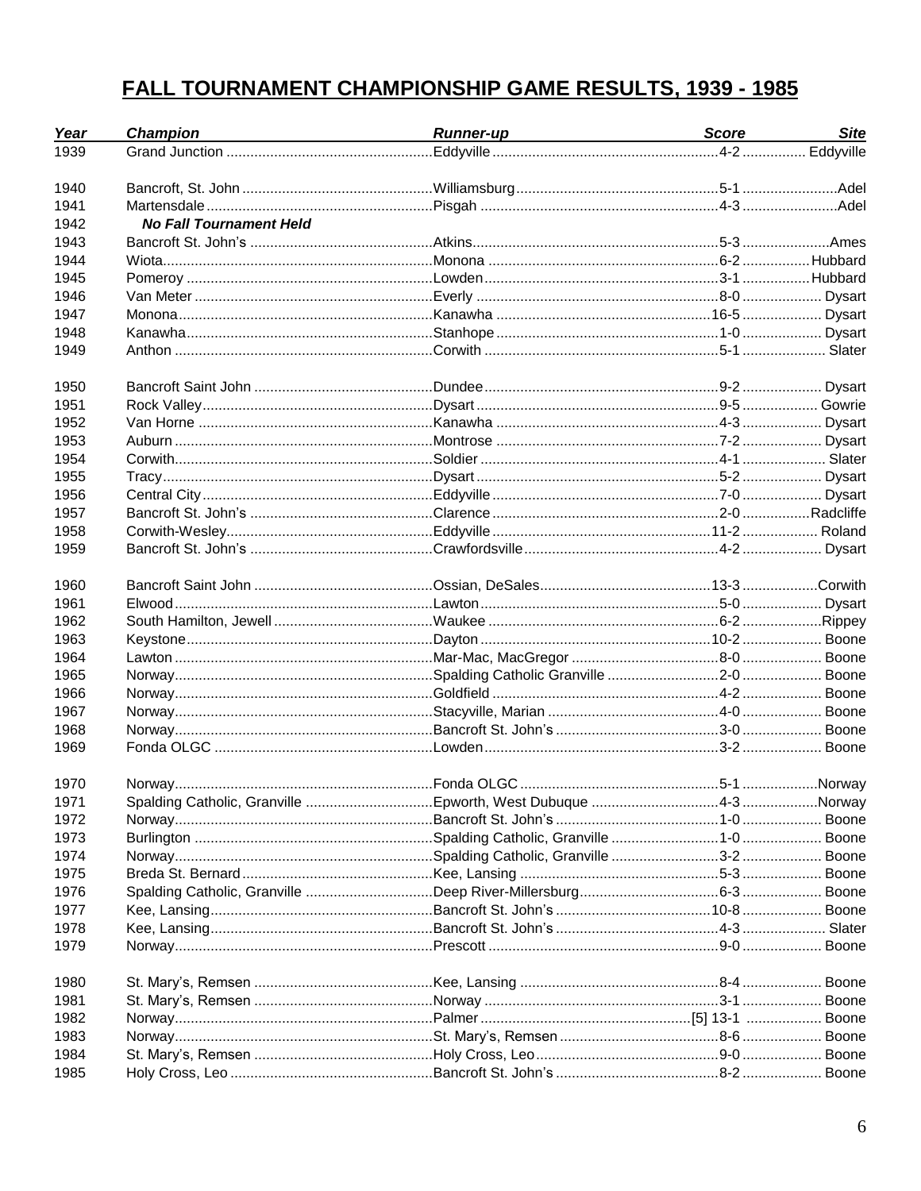# FALL TOURNAMENT CHAMPIONSHIP GAME RESULTS, 1939 - 1985

| Year | Champion | Runner-up | Score | Site |
|---|---|---|---|---|
| 1939 | Grand Junction | Eddyville | 4-2 | Eddyville |
| 1940 | Bancroft, St. John | Williamsburg | 5-1 | Adel |
| 1941 | Martensdale | Pisgah | 4-3 | Adel |
| 1942 | ***No Fall Tournament Held*** | | | |
| 1943 | Bancroft St. John's | Atkins | 5-3 | Ames |
| 1944 | Wiota | Monona | 6-2 | Hubbard |
| 1945 | Pomeroy | Lowden | 3-1 | Hubbard |
| 1946 | Van Meter | Everly | 8-0 | Dysart |
| 1947 | Monona | Kanawha | 16-5 | Dysart |
| 1948 | Kanawha | Stanhope | 1-0 | Dysart |
| 1949 | Anthon | Corwith | 5-1 | Slater |
| 1950 | Bancroft Saint John | Dundee | 9-2 | Dysart |
| 1951 | Rock Valley | Dysart | 9-5 | Gowrie |
| 1952 | Van Horne | Kanawha | 4-3 | Dysart |
| 1953 | Auburn | Montrose | 7-2 | Dysart |
| 1954 | Corwith | Soldier | 4-1 | Slater |
| 1955 | Tracy | Dysart | 5-2 | Dysart |
| 1956 | Central City | Eddyville | 7-0 | Dysart |
| 1957 | Bancroft St. John's | Clarence | 2-0 | Radcliffe |
| 1958 | Corwith-Wesley | Eddyville | 11-2 | Roland |
| 1959 | Bancroft St. John's | Crawfordsville | 4-2 | Dysart |
| 1960 | Bancroft Saint John | Ossian, DeSales | 13-3 | Corwith |
| 1961 | Elwood | Lawton | 5-0 | Dysart |
| 1962 | South Hamilton, Jewell | Waukee | 6-2 | Rippey |
| 1963 | Keystone | Dayton | 10-2 | Boone |
| 1964 | Lawton | Mar-Mac, MacGregor | 8-0 | Boone |
| 1965 | Norway | Spalding Catholic Granville | 2-0 | Boone |
| 1966 | Norway | Goldfield | 4-2 | Boone |
| 1967 | Norway | Stacyville, Marian | 4-0 | Boone |
| 1968 | Norway | Bancroft St. John's | 3-0 | Boone |
| 1969 | Fonda OLGC | Lowden | 3-2 | Boone |
| 1970 | Norway | Fonda OLGC | 5-1 | Norway |
| 1971 | Spalding Catholic, Granville | Epworth, West Dubuque | 4-3 | Norway |
| 1972 | Norway | Bancroft St. John's | 1-0 | Boone |
| 1973 | Burlington | Spalding Catholic, Granville | 1-0 | Boone |
| 1974 | Norway | Spalding Catholic, Granville | 3-2 | Boone |
| 1975 | Breda St. Bernard | Kee, Lansing | 5-3 | Boone |
| 1976 | Spalding Catholic, Granville | Deep River-Millersburg | 6-3 | Boone |
| 1977 | Kee, Lansing | Bancroft St. John's | 10-8 | Boone |
| 1978 | Kee, Lansing | Bancroft St. John's | 4-3 | Slater |
| 1979 | Norway | Prescott | 9-0 | Boone |
| 1980 | St. Mary's, Remsen | Kee, Lansing | 8-4 | Boone |
| 1981 | St. Mary's, Remsen | Norway | 3-1 | Boone |
| 1982 | Norway | Palmer | [5] 13-1 | Boone |
| 1983 | Norway | St. Mary's, Remsen | 8-6 | Boone |
| 1984 | St. Mary's, Remsen | Holy Cross, Leo | 9-0 | Boone |
| 1985 | Holy Cross, Leo | Bancroft St. John's | 8-2 | Boone |